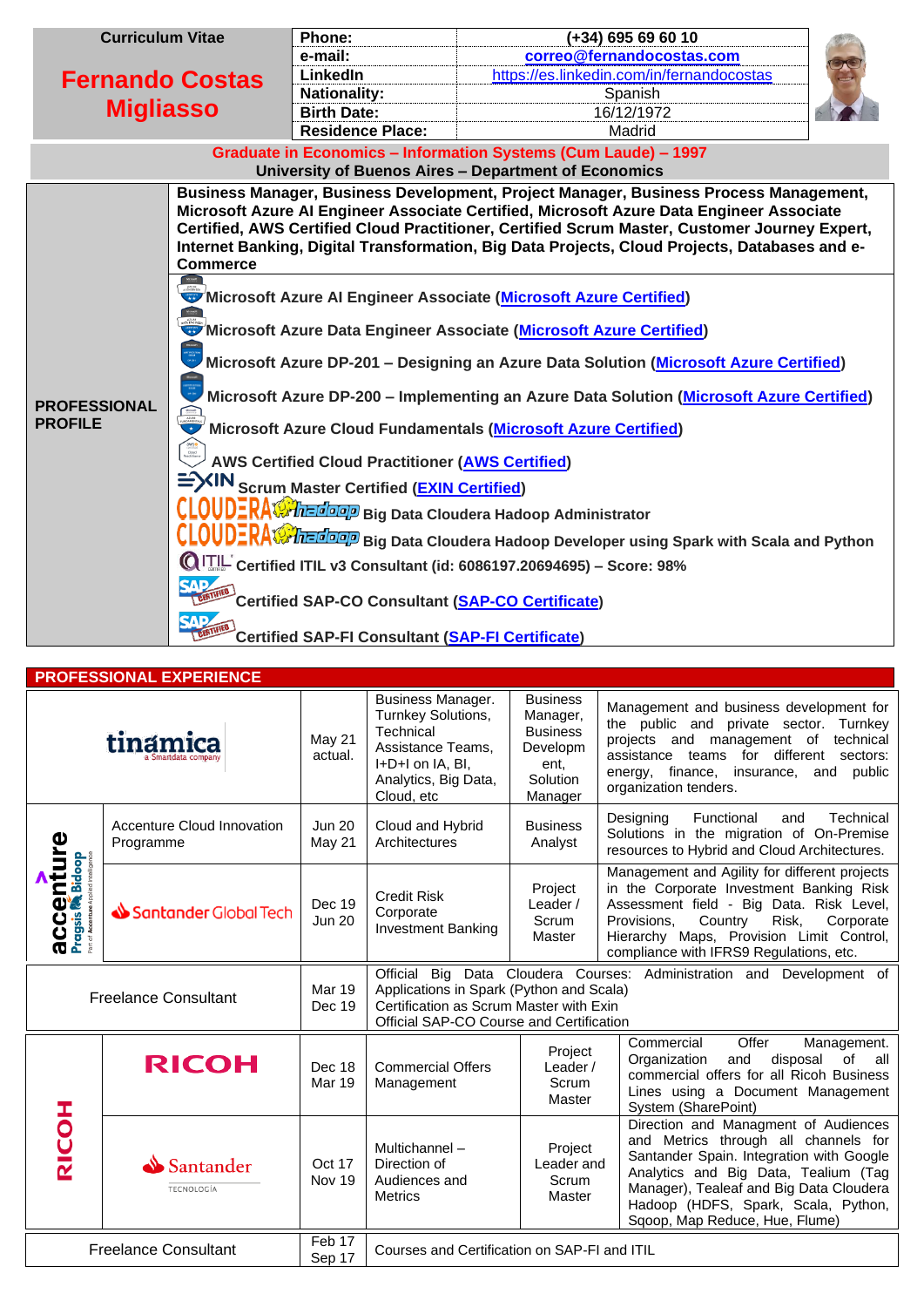**Curriculum Vitae**

# Fernando Costas Migliasso

| | |
|---|---|
| **Phone:** | (+34) 695 69 60 10 |
| **e-mail:** | correo@fernandocostas.com |
| **LinkedIn** | https://es.linkedin.com/in/fernandocostas |
| **Nationality:** | Spanish |
| **Birth Date:** | 16/12/1972 |
| **Residence Place:** | Madrid |

**Graduate in Economics – Information Systems (Cum Laude) – 1997**
**University of Buenos Aires – Department of Economics**

## PROFESSIONAL PROFILE

**Business Manager, Business Development, Project Manager, Business Process Management, Microsoft Azure AI Engineer Associate Certified, Microsoft Azure Data Engineer Associate Certified, AWS Certified Cloud Practitioner, Certified Scrum Master, Customer Journey Expert, Internet Banking, Digital Transformation, Big Data Projects, Cloud Projects, Databases and e-Commerce**

- **Microsoft Azure AI Engineer Associate (Microsoft Azure Certified)**
- **Microsoft Azure Data Engineer Associate (Microsoft Azure Certified)**
- **Microsoft Azure DP-201 – Designing an Azure Data Solution (Microsoft Azure Certified)**
- **Microsoft Azure DP-200 – Implementing an Azure Data Solution (Microsoft Azure Certified)**
- **Microsoft Azure Cloud Fundamentals (Microsoft Azure Certified)**
- **AWS Certified Cloud Practitioner (AWS Certified)**
- EXIN **Scrum Master Certified (EXIN Certified)**
- CLOUDERA hadoop **Big Data Cloudera Hadoop Administrator**
- CLOUDERA hadoop **Big Data Cloudera Hadoop Developer using Spark with Scala and Python**
- ITIL **Certified ITIL v3 Consultant (id: 6086197.20694695) – Score: 98%**
- SAP CERTIFIED **Certified SAP-CO Consultant (SAP-CO Certificate)**
- SAP CERTIFIED **Certified SAP-FI Consultant (SAP-FI Certificate)**

## PROFESSIONAL EXPERIENCE

| Employer | Client | Period | Project | Role | Description |
|---|---|---|---|---|---|
| tinámica (a Smartdata company) | | May 21 actual. | Business Manager. Turnkey Solutions, Technical Assistance Teams, I+D+I on IA, BI, Analytics, Big Data, Cloud, etc | Business Manager, Business Development, Solution Manager | Management and business development for the public and private sector. Turnkey projects and management of technical assistance teams for different sectors: energy, finance, insurance, and public organization tenders. |
| accenture / Pragsis Bidoop (Part of Accenture Applied Intelligence) | Accenture Cloud Innovation Programme | Jun 20 May 21 | Cloud and Hybrid Architectures | Business Analyst | Designing Functional and Technical Solutions in the migration of On-Premise resources to Hybrid and Cloud Architectures. |
| accenture / Pragsis Bidoop | Santander Global Tech | Dec 19 Jun 20 | Credit Risk Corporate Investment Banking | Project Leader / Scrum Master | Management and Agility for different projects in the Corporate Investment Banking Risk Assessment field - Big Data. Risk Level, Provisions, Country Risk, Corporate Hierarchy Maps, Provision Limit Control, compliance with IFRS9 Regulations, etc. |
| Freelance Consultant | | Mar 19 Dec 19 | Official Big Data Cloudera Courses: Administration and Development of Applications in Spark (Python and Scala)<br>Certification as Scrum Master with Exin<br>Official SAP-CO Course and Certification | | |
| RICOH | RICOH | Dec 18 Mar 19 | Commercial Offers Management | Project Leader / Scrum Master | Commercial Offer Management. Organization and disposal of all commercial offers for all Ricoh Business Lines using a Document Management System (SharePoint) |
| RICOH | Santander Tecnología | Oct 17 Nov 19 | Multichannel – Direction of Audiences and Metrics | Project Leader and Scrum Master | Direction and Management of Audiences and Metrics through all channels for Santander Spain. Integration with Google Analytics and Big Data, Tealium (Tag Manager), Tealeaf and Big Data Cloudera Hadoop (HDFS, Spark, Scala, Python, Sqoop, Map Reduce, Hue, Flume) |
| Freelance Consultant | | Feb 17 Sep 17 | Courses and Certification on SAP-FI and ITIL | | |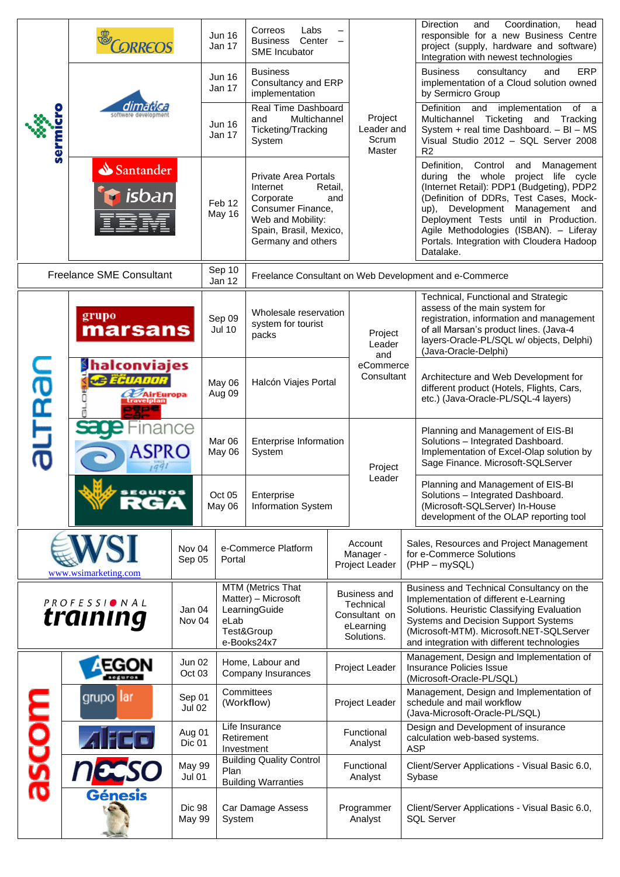| Company | Client | Dates | Project | Role | Description |
|---|---|---|---|---|---|
| sermicro | CORREOS | Jun 16 Jan 17 | Correos Labs – Business Center – SME Incubator | Project Leader and Scrum Master | Direction and Coordination, head responsible for a new Business Centre project (supply, hardware and software) Integration with newest technologies |
| | dimatica software development | Jun 16 Jan 17 | Business Consultancy and ERP implementation | | Business consultancy and ERP implementation of a Cloud solution owned by Sermicro Group |
| | | Jun 16 Jan 17 | Real Time Dashboard and Multichannel Ticketing/Tracking System | | Definition and implementation of a Multichannel Ticketing and Tracking System + real time Dashboard. – BI – MS Visual Studio 2012 – SQL Server 2008 R2 |
| | Santander, isban, IBM | Feb 12 May 16 | Private Area Portals Internet Retail, Corporate and Consumer Finance, Web and Mobility: Spain, Brasil, Mexico, Germany and others | | Definition, Control and Management during the whole project life cycle (Internet Retail): PDP1 (Budgeting), PDP2 (Definition of DDRs, Test Cases, Mock-up), Development Management and Deployment Tests until in Production. Agile Methodologies (ISBAN). – Liferay Portals. Integration with Cloudera Hadoop Datalake. |
| Freelance SME Consultant | | Sep 10 Jan 12 | Freelance Consultant on Web Development and e-Commerce | | |
| aLTRan | grupo marsans | Sep 09 Jul 10 | Wholesale reservation system for tourist packs | Project Leader and eCommerce Consultant | Technical, Functional and Strategic assess of the main system for registration, information and management of all Marsan's product lines. (Java-4 layers-Oracle-PL/SQL w/ objects, Delphi) (Java-Oracle-Delphi) |
| | halconviajes, Ecuador, AirEuropa, travelplan, pepe car | May 06 Aug 09 | Halcón Viajes Portal | | Architecture and Web Development for different product (Hotels, Flights, Cars, etc.) (Java-Oracle-PL/SQL-4 layers) |
| | sage Finance, ASPRO | Mar 06 May 06 | Enterprise Information System | Project Leader | Planning and Management of EIS-BI Solutions – Integrated Dashboard. Implementation of Excel-Olap solution by Sage Finance. Microsoft-SQLServer |
| | SEGUROS RGA | Oct 05 May 06 | Enterprise Information System | | Planning and Management of EIS-BI Solutions – Integrated Dashboard. (Microsoft-SQLServer) In-House development of the OLAP reporting tool |
| WSI www.wsimarketing.com | | Nov 04 Sep 05 | e-Commerce Platform Portal | Account Manager - Project Leader | Sales, Resources and Project Management for e-Commerce Solutions (PHP – mySQL) |
| PROFESSIONAL training | | Jan 04 Nov 04 | MTM (Metrics That Matter) – Microsoft LearningGuide eLab Test&Group e-Books24x7 | Business and Technical Consultant on eLearning Solutions. | Business and Technical Consultancy on the Implementation of different e-Learning Solutions. Heuristic Classifying Evaluation Systems and Decision Support Systems (Microsoft-MTM). Microsoft.NET-SQLServer and integration with different technologies |
| ascom | AEGON seguros | Jun 02 Oct 03 | Home, Labour and Company Insurances | Project Leader | Management, Design and Implementation of Insurance Policies Issue (Microsoft-Oracle-PL/SQL) |
| | grupo lar | Sep 01 Jul 02 | Committees (Workflow) | Project Leader | Management, Design and Implementation of schedule and mail workflow (Java-Microsoft-Oracle-PL/SQL) |
| | Alico | Aug 01 Dic 01 | Life Insurance Retirement Investment | Functional Analyst | Design and Development of insurance calculation web-based systems. ASP |
| | necso | May 99 Jul 01 | Building Quality Control Plan Building Warranties | Functional Analyst | Client/Server Applications - Visual Basic 6.0, Sybase |
| | Génesis | Dic 98 May 99 | Car Damage Assess System | Programmer Analyst | Client/Server Applications - Visual Basic 6.0, SQL Server |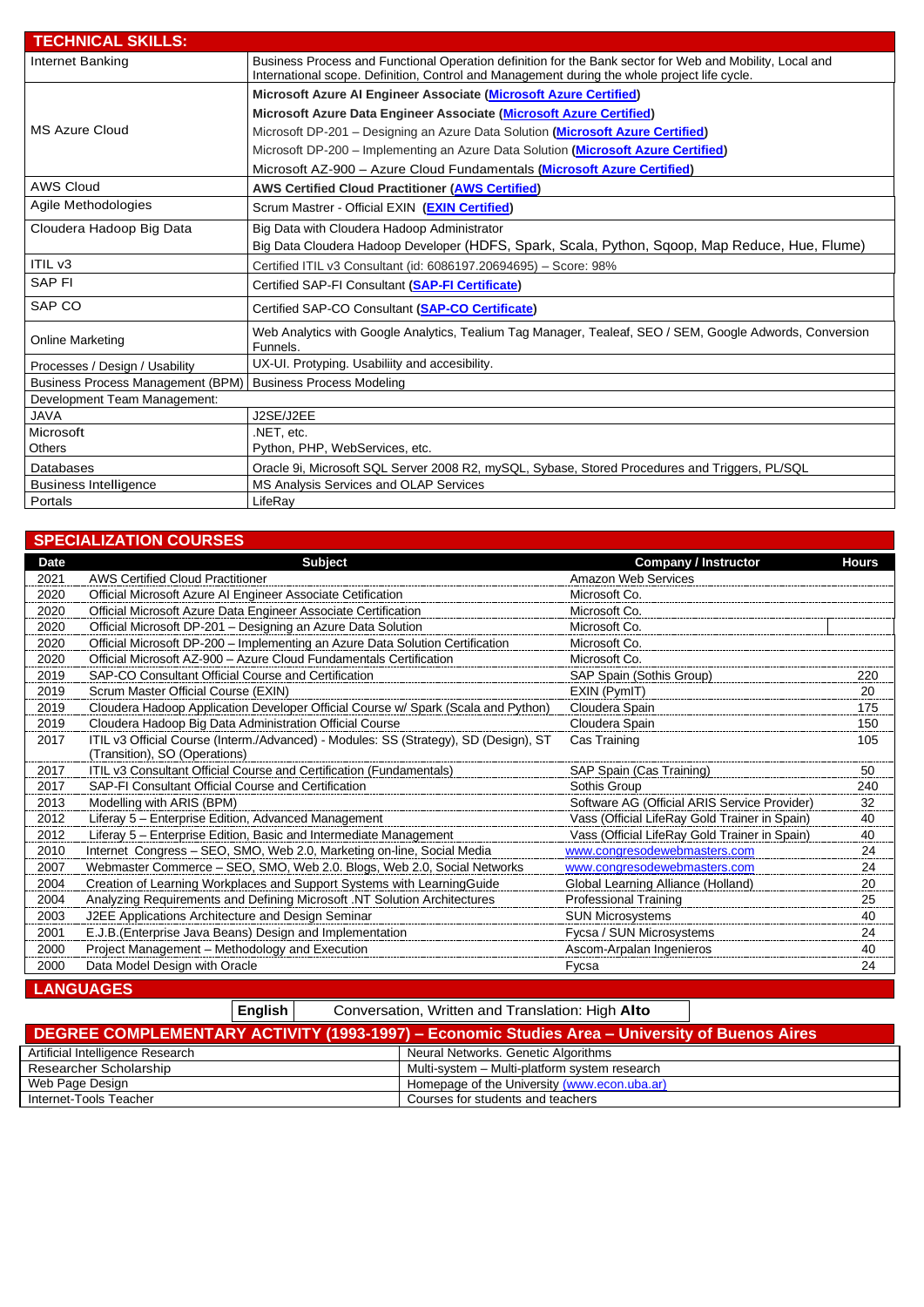## TECHNICAL SKILLS:

| | |
|---|---|
| Internet Banking | Business Process and Functional Operation definition for the Bank sector for Web and Mobility, Local and International scope. Definition, Control and Management during the whole project life cycle. |
| MS Azure Cloud | **Microsoft Azure AI Engineer Associate (Microsoft Azure Certified)**<br>**Microsoft Azure Data Engineer Associate (Microsoft Azure Certified)**<br>Microsoft DP-201 – Designing an Azure Data Solution (**Microsoft Azure Certified**)<br>Microsoft DP-200 – Implementing an Azure Data Solution (**Microsoft Azure Certified**)<br>Microsoft AZ-900 – Azure Cloud Fundamentals (**Microsoft Azure Certified**) |
| AWS Cloud | **AWS Certified Cloud Practitioner (AWS Certified)** |
| Agile Methodologies | Scrum Mastrer - Official EXIN (**EXIN Certified**) |
| Cloudera Hadoop Big Data | Big Data with Cloudera Hadoop Administrator<br>Big Data Cloudera Hadoop Developer (HDFS, Spark, Scala, Python, Sqoop, Map Reduce, Hue, Flume) |
| ITIL v3 | Certified ITIL v3 Consultant (id: 6086197.20694695) – Score: 98% |
| SAP FI | Certified SAP-FI Consultant (**SAP-FI Certificate**) |
| SAP CO | Certified SAP-CO Consultant (**SAP-CO Certificate**) |
| Online Marketing | Web Analytics with Google Analytics, Tealium Tag Manager, Tealeaf, SEO / SEM, Google Adwords, Conversion Funnels. |
| Processes / Design / Usability | UX-UI. Protyping. Usabiliity and accesibility. |
| Business Process Management (BPM) | Business Process Modeling |
| Development Team Management: | |
| JAVA | J2SE/J2EE |
| Microsoft<br>Others | .NET, etc.<br>Python, PHP, WebServices, etc. |
| Databases | Oracle 9i, Microsoft SQL Server 2008 R2, mySQL, Sybase, Stored Procedures and Triggers, PL/SQL |
| Business Intelligence | MS Analysis Services and OLAP Services |
| Portals | LifeRay |

## SPECIALIZATION COURSES

| Date | Subject | Company / Instructor | Hours |
|---|---|---|---|
| 2021 | AWS Certified Cloud Practitioner | Amazon Web Services | |
| 2020 | Official Microsoft Azure AI Engineer Associate Cetification | Microsoft Co. | |
| 2020 | Official Microsoft Azure Data Engineer Associate Certification | Microsoft Co. | |
| 2020 | Official Microsoft DP-201 – Designing an Azure Data Solution | Microsoft Co. | |
| 2020 | Official Microsoft DP-200 – Implementing an Azure Data Solution Certification | Microsoft Co. | |
| 2020 | Official Microsoft AZ-900 – Azure Cloud Fundamentals Certification | Microsoft Co. | |
| 2019 | SAP-CO Consultant Official Course and Certification | SAP Spain (Sothis Group) | 220 |
| 2019 | Scrum Master Official Course (EXIN) | EXIN (PymIT) | 20 |
| 2019 | Cloudera Hadoop Application Developer Official Course w/ Spark (Scala and Python) | Cloudera Spain | 175 |
| 2019 | Cloudera Hadoop Big Data Administration Official Course | Cloudera Spain | 150 |
| 2017 | ITIL v3 Official Course (Interm./Advanced) - Modules: SS (Strategy), SD (Design), ST (Transition), SO (Operations) | Cas Training | 105 |
| 2017 | ITIL v3 Consultant Official Course and Certification (Fundamentals) | SAP Spain (Cas Training) | 50 |
| 2017 | SAP-FI Consultant Official Course and Certification | Sothis Group | 240 |
| 2013 | Modelling with ARIS (BPM) | Software AG (Official ARIS Service Provider) | 32 |
| 2012 | Liferay 5 – Enterprise Edition, Advanced Management | Vass (Official LifeRay Gold Trainer in Spain) | 40 |
| 2012 | Liferay 5 – Enterprise Edition, Basic and Intermediate Management | Vass (Official LifeRay Gold Trainer in Spain) | 40 |
| 2010 | Internet Congress – SEO, SMO, Web 2.0, Marketing on-line, Social Media | www.congresodewebmasters.com | 24 |
| 2007 | Webmaster Commerce – SEO, SMO, Web 2.0. Blogs, Web 2.0, Social Networks | www.congresodewebmasters.com | 24 |
| 2004 | Creation of Learning Workplaces and Support Systems with LearningGuide | Global Learning Alliance (Holland) | 20 |
| 2004 | Analyzing Requirements and Defining Microsoft .NT Solution Architectures | Professional Training | 25 |
| 2003 | J2EE Applications Architecture and Design Seminar | SUN Microsystems | 40 |
| 2001 | E.J.B.(Enterprise Java Beans) Design and Implementation | Fycsa / SUN Microsystems | 24 |
| 2000 | Project Management – Methodology and Execution | Ascom-Arpalan Ingenieros | 40 |
| 2000 | Data Model Design with Oracle | Fycsa | 24 |

## LANGUAGES

| | |
|---|---|
| **English** | Conversation, Written and Translation: High **Alto** |

## DEGREE COMPLEMENTARY ACTIVITY (1993-1997) – Economic Studies Area – University of Buenos Aires

| | |
|---|---|
| Artificial Intelligence Research | Neural Networks. Genetic Algorithms |
| Researcher Scholarship | Multi-system – Multi-platform system research |
| Web Page Design | Homepage of the University (www.econ.uba.ar) |
| Internet-Tools Teacher | Courses for students and teachers |